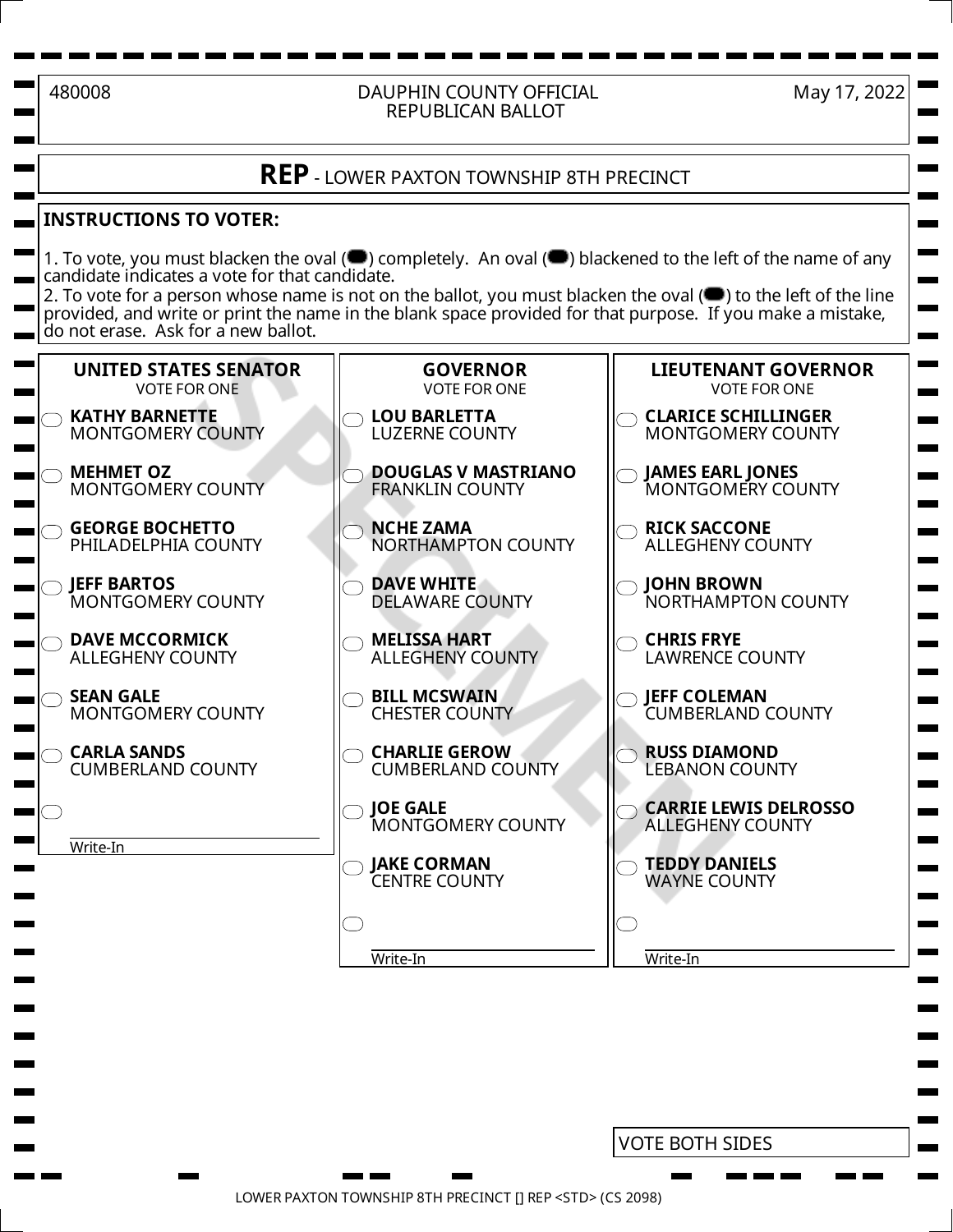480008 DAUPHIN COUNTY OFFICIAL REPUBLICAN BALLOT May 17, 2022

# **REP** - LOWER PAXTON TOWNSHIP 8TH PRECINCT

**INSTRUCTIONS TO VOTER:**

1. To vote, you must blacken the oval (⬬) completely. An oval (⬬) blackened to the left of the name of any candidate indicates a vote for that candidate.
2. To vote for a person whose name is not on the ballot, you must blacken the oval (⬬) to the left of the line provided, and write or print the name in the blank space provided for that purpose. If you make a mistake, do not erase. Ask for a new ballot.

## UNITED STATES SENATOR
VOTE FOR ONE

- **KATHY BARNETTE** MONTGOMERY COUNTY
- **MEHMET OZ** MONTGOMERY COUNTY
- **GEORGE BOCHETTO** PHILADELPHIA COUNTY
- **JEFF BARTOS** MONTGOMERY COUNTY
- **DAVE MCCORMICK** ALLEGHENY COUNTY
- **SEAN GALE** MONTGOMERY COUNTY
- **CARLA SANDS** CUMBERLAND COUNTY
- Write-In

## GOVERNOR
VOTE FOR ONE

- **LOU BARLETTA** LUZERNE COUNTY
- **DOUGLAS V MASTRIANO** FRANKLIN COUNTY
- **NCHE ZAMA** NORTHAMPTON COUNTY
- **DAVE WHITE** DELAWARE COUNTY
- **MELISSA HART** ALLEGHENY COUNTY
- **BILL MCSWAIN** CHESTER COUNTY
- **CHARLIE GEROW** CUMBERLAND COUNTY
- **JOE GALE** MONTGOMERY COUNTY
- **JAKE CORMAN** CENTRE COUNTY
- Write-In

## LIEUTENANT GOVERNOR
VOTE FOR ONE

- **CLARICE SCHILLINGER** MONTGOMERY COUNTY
- **JAMES EARL JONES** MONTGOMERY COUNTY
- **RICK SACCONE** ALLEGHENY COUNTY
- **JOHN BROWN** NORTHAMPTON COUNTY
- **CHRIS FRYE** LAWRENCE COUNTY
- **JEFF COLEMAN** CUMBERLAND COUNTY
- **RUSS DIAMOND** LEBANON COUNTY
- **CARRIE LEWIS DELROSSO** ALLEGHENY COUNTY
- **TEDDY DANIELS** WAYNE COUNTY
- Write-In

VOTE BOTH SIDES

LOWER PAXTON TOWNSHIP 8TH PRECINCT [] REP <STD> (CS 2098)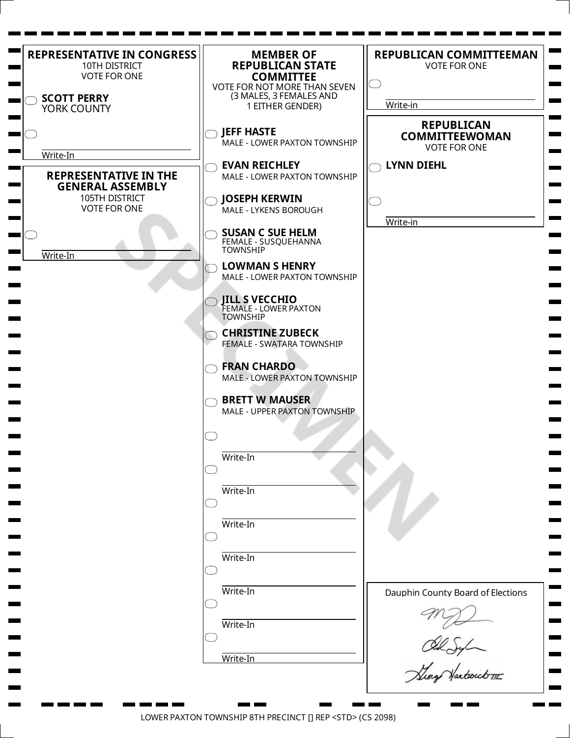## REPRESENTATIVE IN CONGRESS
10TH DISTRICT
VOTE FOR ONE

- **SCOTT PERRY**
  YORK COUNTY
- Write-In

## REPRESENTATIVE IN THE GENERAL ASSEMBLY
105TH DISTRICT
VOTE FOR ONE

- Write-In

## MEMBER OF REPUBLICAN STATE COMMITTEE
VOTE FOR NOT MORE THAN SEVEN
(3 MALES, 3 FEMALES AND 1 EITHER GENDER)

- **JEFF HASTE**
  MALE - LOWER PAXTON TOWNSHIP
- **EVAN REICHLEY**
  MALE - LOWER PAXTON TOWNSHIP
- **JOSEPH KERWIN**
  MALE - LYKENS BOROUGH
- **SUSAN C SUE HELM**
  FEMALE - SUSQUEHANNA TOWNSHIP
- **LOWMAN S HENRY**
  MALE - LOWER PAXTON TOWNSHIP
- **JILL S VECCHIO**
  FEMALE - LOWER PAXTON TOWNSHIP
- **CHRISTINE ZUBECK**
  FEMALE - SWATARA TOWNSHIP
- **FRAN CHARDO**
  MALE - LOWER PAXTON TOWNSHIP
- **BRETT W MAUSER**
  MALE - UPPER PAXTON TOWNSHIP
- Write-In
- Write-In
- Write-In
- Write-In
- Write-In
- Write-In
- Write-In

## REPUBLICAN COMMITTEEMAN
VOTE FOR ONE

- Write-in

## REPUBLICAN COMMITTEEWOMAN
VOTE FOR ONE

- **LYNN DIEHL**
- Write-in

Dauphin County Board of Elections

SPECIMEN

LOWER PAXTON TOWNSHIP 8TH PRECINCT [] REP <STD> (CS 2098)